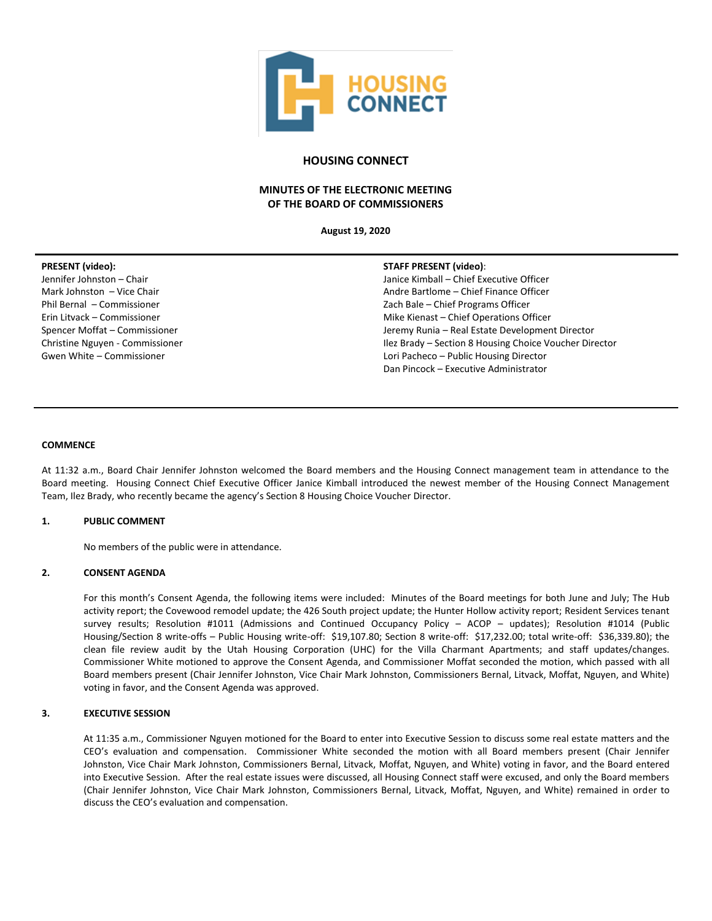# HOUSING CONNECT

## MINUTES OF THE ELECTRONIC MEETING OF THE BOARD OF COMMISSIONERS

**August 19, 2020**

---

**PRESENT (video):**
Jennifer Johnston – Chair
Mark Johnston – Vice Chair
Phil Bernal – Commissioner
Erin Litvack – Commissioner
Spencer Moffat – Commissioner
Christine Nguyen - Commissioner
Gwen White – Commissioner

**STAFF PRESENT (video):**
Janice Kimball – Chief Executive Officer
Andre Bartlome – Chief Finance Officer
Zach Bale – Chief Programs Officer
Mike Kienast – Chief Operations Officer
Jeremy Runia – Real Estate Development Director
Ilez Brady – Section 8 Housing Choice Voucher Director
Lori Pacheco – Public Housing Director
Dan Pincock – Executive Administrator

---

### COMMENCE

At 11:32 a.m., Board Chair Jennifer Johnston welcomed the Board members and the Housing Connect management team in attendance to the Board meeting. Housing Connect Chief Executive Officer Janice Kimball introduced the newest member of the Housing Connect Management Team, Ilez Brady, who recently became the agency's Section 8 Housing Choice Voucher Director.

### 1. PUBLIC COMMENT

No members of the public were in attendance.

### 2. CONSENT AGENDA

For this month's Consent Agenda, the following items were included: Minutes of the Board meetings for both June and July; The Hub activity report; the Covewood remodel update; the 426 South project update; the Hunter Hollow activity report; Resident Services tenant survey results; Resolution #1011 (Admissions and Continued Occupancy Policy – ACOP – updates); Resolution #1014 (Public Housing/Section 8 write-offs – Public Housing write-off: $19,107.80; Section 8 write-off: $17,232.00; total write-off: $36,339.80); the clean file review audit by the Utah Housing Corporation (UHC) for the Villa Charmant Apartments; and staff updates/changes. Commissioner White motioned to approve the Consent Agenda, and Commissioner Moffat seconded the motion, which passed with all Board members present (Chair Jennifer Johnston, Vice Chair Mark Johnston, Commissioners Bernal, Litvack, Moffat, Nguyen, and White) voting in favor, and the Consent Agenda was approved.

### 3. EXECUTIVE SESSION

At 11:35 a.m., Commissioner Nguyen motioned for the Board to enter into Executive Session to discuss some real estate matters and the CEO's evaluation and compensation. Commissioner White seconded the motion with all Board members present (Chair Jennifer Johnston, Vice Chair Mark Johnston, Commissioners Bernal, Litvack, Moffat, Nguyen, and White) voting in favor, and the Board entered into Executive Session. After the real estate issues were discussed, all Housing Connect staff were excused, and only the Board members (Chair Jennifer Johnston, Vice Chair Mark Johnston, Commissioners Bernal, Litvack, Moffat, Nguyen, and White) remained in order to discuss the CEO's evaluation and compensation.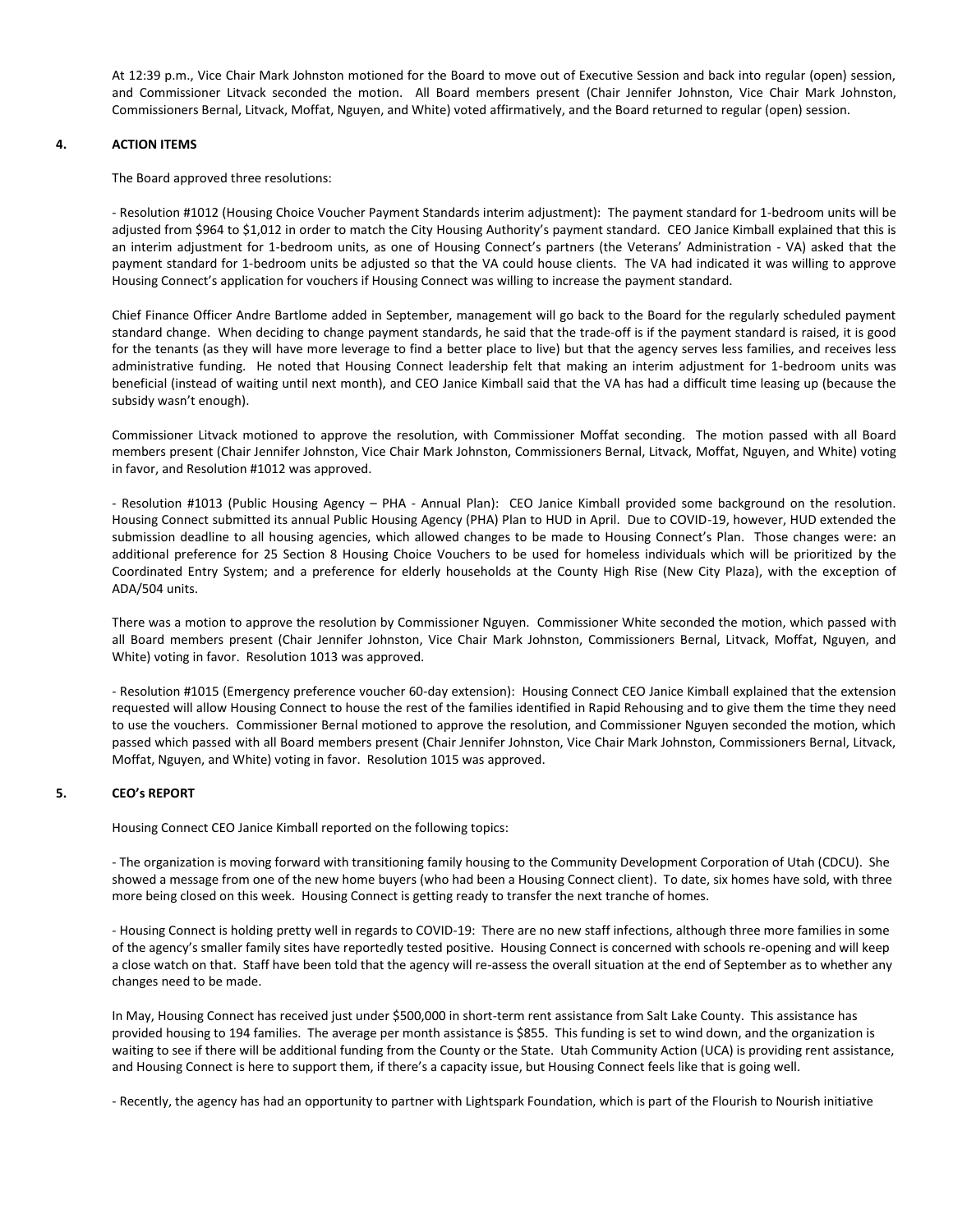At 12:39 p.m., Vice Chair Mark Johnston motioned for the Board to move out of Executive Session and back into regular (open) session, and Commissioner Litvack seconded the motion. All Board members present (Chair Jennifer Johnston, Vice Chair Mark Johnston, Commissioners Bernal, Litvack, Moffat, Nguyen, and White) voted affirmatively, and the Board returned to regular (open) session.

## 4. ACTION ITEMS

The Board approved three resolutions:

- Resolution #1012 (Housing Choice Voucher Payment Standards interim adjustment): The payment standard for 1-bedroom units will be adjusted from $964 to $1,012 in order to match the City Housing Authority's payment standard. CEO Janice Kimball explained that this is an interim adjustment for 1-bedroom units, as one of Housing Connect's partners (the Veterans' Administration - VA) asked that the payment standard for 1-bedroom units be adjusted so that the VA could house clients. The VA had indicated it was willing to approve Housing Connect's application for vouchers if Housing Connect was willing to increase the payment standard.

Chief Finance Officer Andre Bartlome added in September, management will go back to the Board for the regularly scheduled payment standard change. When deciding to change payment standards, he said that the trade-off is if the payment standard is raised, it is good for the tenants (as they will have more leverage to find a better place to live) but that the agency serves less families, and receives less administrative funding. He noted that Housing Connect leadership felt that making an interim adjustment for 1-bedroom units was beneficial (instead of waiting until next month), and CEO Janice Kimball said that the VA has had a difficult time leasing up (because the subsidy wasn't enough).

Commissioner Litvack motioned to approve the resolution, with Commissioner Moffat seconding. The motion passed with all Board members present (Chair Jennifer Johnston, Vice Chair Mark Johnston, Commissioners Bernal, Litvack, Moffat, Nguyen, and White) voting in favor, and Resolution #1012 was approved.

- Resolution #1013 (Public Housing Agency – PHA - Annual Plan): CEO Janice Kimball provided some background on the resolution. Housing Connect submitted its annual Public Housing Agency (PHA) Plan to HUD in April. Due to COVID-19, however, HUD extended the submission deadline to all housing agencies, which allowed changes to be made to Housing Connect's Plan. Those changes were: an additional preference for 25 Section 8 Housing Choice Vouchers to be used for homeless individuals which will be prioritized by the Coordinated Entry System; and a preference for elderly households at the County High Rise (New City Plaza), with the exception of ADA/504 units.

There was a motion to approve the resolution by Commissioner Nguyen. Commissioner White seconded the motion, which passed with all Board members present (Chair Jennifer Johnston, Vice Chair Mark Johnston, Commissioners Bernal, Litvack, Moffat, Nguyen, and White) voting in favor. Resolution 1013 was approved.

- Resolution #1015 (Emergency preference voucher 60-day extension): Housing Connect CEO Janice Kimball explained that the extension requested will allow Housing Connect to house the rest of the families identified in Rapid Rehousing and to give them the time they need to use the vouchers. Commissioner Bernal motioned to approve the resolution, and Commissioner Nguyen seconded the motion, which passed which passed with all Board members present (Chair Jennifer Johnston, Vice Chair Mark Johnston, Commissioners Bernal, Litvack, Moffat, Nguyen, and White) voting in favor. Resolution 1015 was approved.

## 5. CEO's REPORT

Housing Connect CEO Janice Kimball reported on the following topics:

- The organization is moving forward with transitioning family housing to the Community Development Corporation of Utah (CDCU). She showed a message from one of the new home buyers (who had been a Housing Connect client). To date, six homes have sold, with three more being closed on this week. Housing Connect is getting ready to transfer the next tranche of homes.

- Housing Connect is holding pretty well in regards to COVID-19: There are no new staff infections, although three more families in some of the agency's smaller family sites have reportedly tested positive. Housing Connect is concerned with schools re-opening and will keep a close watch on that. Staff have been told that the agency will re-assess the overall situation at the end of September as to whether any changes need to be made.

In May, Housing Connect has received just under $500,000 in short-term rent assistance from Salt Lake County. This assistance has provided housing to 194 families. The average per month assistance is $855. This funding is set to wind down, and the organization is waiting to see if there will be additional funding from the County or the State. Utah Community Action (UCA) is providing rent assistance, and Housing Connect is here to support them, if there's a capacity issue, but Housing Connect feels like that is going well.

- Recently, the agency has had an opportunity to partner with Lightspark Foundation, which is part of the Flourish to Nourish initiative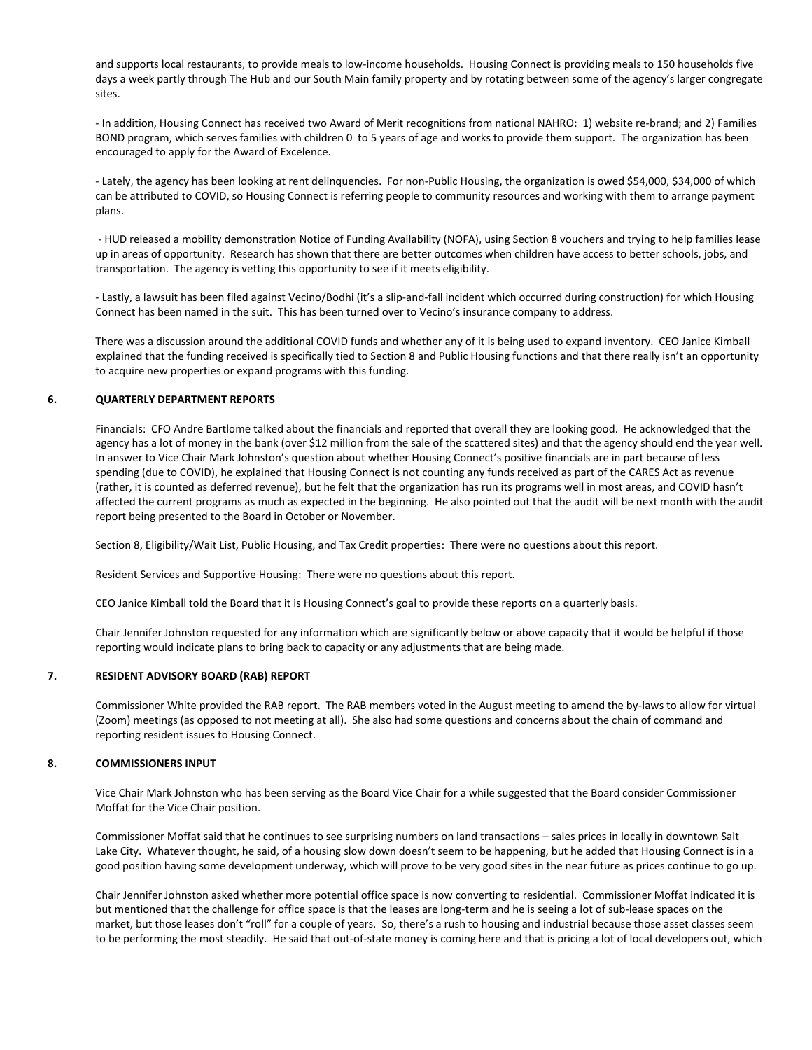and supports local restaurants, to provide meals to low-income households. Housing Connect is providing meals to 150 households five days a week partly through The Hub and our South Main family property and by rotating between some of the agency's larger congregate sites.

- In addition, Housing Connect has received two Award of Merit recognitions from national NAHRO: 1) website re-brand; and 2) Families BOND program, which serves families with children 0 to 5 years of age and works to provide them support. The organization has been encouraged to apply for the Award of Excelence.

- Lately, the agency has been looking at rent delinquencies. For non-Public Housing, the organization is owed $54,000, $34,000 of which can be attributed to COVID, so Housing Connect is referring people to community resources and working with them to arrange payment plans.

- HUD released a mobility demonstration Notice of Funding Availability (NOFA), using Section 8 vouchers and trying to help families lease up in areas of opportunity. Research has shown that there are better outcomes when children have access to better schools, jobs, and transportation. The agency is vetting this opportunity to see if it meets eligibility.

- Lastly, a lawsuit has been filed against Vecino/Bodhi (it's a slip-and-fall incident which occurred during construction) for which Housing Connect has been named in the suit. This has been turned over to Vecino's insurance company to address.

There was a discussion around the additional COVID funds and whether any of it is being used to expand inventory. CEO Janice Kimball explained that the funding received is specifically tied to Section 8 and Public Housing functions and that there really isn't an opportunity to acquire new properties or expand programs with this funding.

## 6. QUARTERLY DEPARTMENT REPORTS

Financials: CFO Andre Bartlome talked about the financials and reported that overall they are looking good. He acknowledged that the agency has a lot of money in the bank (over $12 million from the sale of the scattered sites) and that the agency should end the year well. In answer to Vice Chair Mark Johnston's question about whether Housing Connect's positive financials are in part because of less spending (due to COVID), he explained that Housing Connect is not counting any funds received as part of the CARES Act as revenue (rather, it is counted as deferred revenue), but he felt that the organization has run its programs well in most areas, and COVID hasn't affected the current programs as much as expected in the beginning. He also pointed out that the audit will be next month with the audit report being presented to the Board in October or November.

Section 8, Eligibility/Wait List, Public Housing, and Tax Credit properties: There were no questions about this report.

Resident Services and Supportive Housing: There were no questions about this report.

CEO Janice Kimball told the Board that it is Housing Connect's goal to provide these reports on a quarterly basis.

Chair Jennifer Johnston requested for any information which are significantly below or above capacity that it would be helpful if those reporting would indicate plans to bring back to capacity or any adjustments that are being made.

## 7. RESIDENT ADVISORY BOARD (RAB) REPORT

Commissioner White provided the RAB report. The RAB members voted in the August meeting to amend the by-laws to allow for virtual (Zoom) meetings (as opposed to not meeting at all). She also had some questions and concerns about the chain of command and reporting resident issues to Housing Connect.

## 8. COMMISSIONERS INPUT

Vice Chair Mark Johnston who has been serving as the Board Vice Chair for a while suggested that the Board consider Commissioner Moffat for the Vice Chair position.

Commissioner Moffat said that he continues to see surprising numbers on land transactions – sales prices in locally in downtown Salt Lake City. Whatever thought, he said, of a housing slow down doesn't seem to be happening, but he added that Housing Connect is in a good position having some development underway, which will prove to be very good sites in the near future as prices continue to go up.

Chair Jennifer Johnston asked whether more potential office space is now converting to residential. Commissioner Moffat indicated it is but mentioned that the challenge for office space is that the leases are long-term and he is seeing a lot of sub-lease spaces on the market, but those leases don't "roll" for a couple of years. So, there's a rush to housing and industrial because those asset classes seem to be performing the most steadily. He said that out-of-state money is coming here and that is pricing a lot of local developers out, which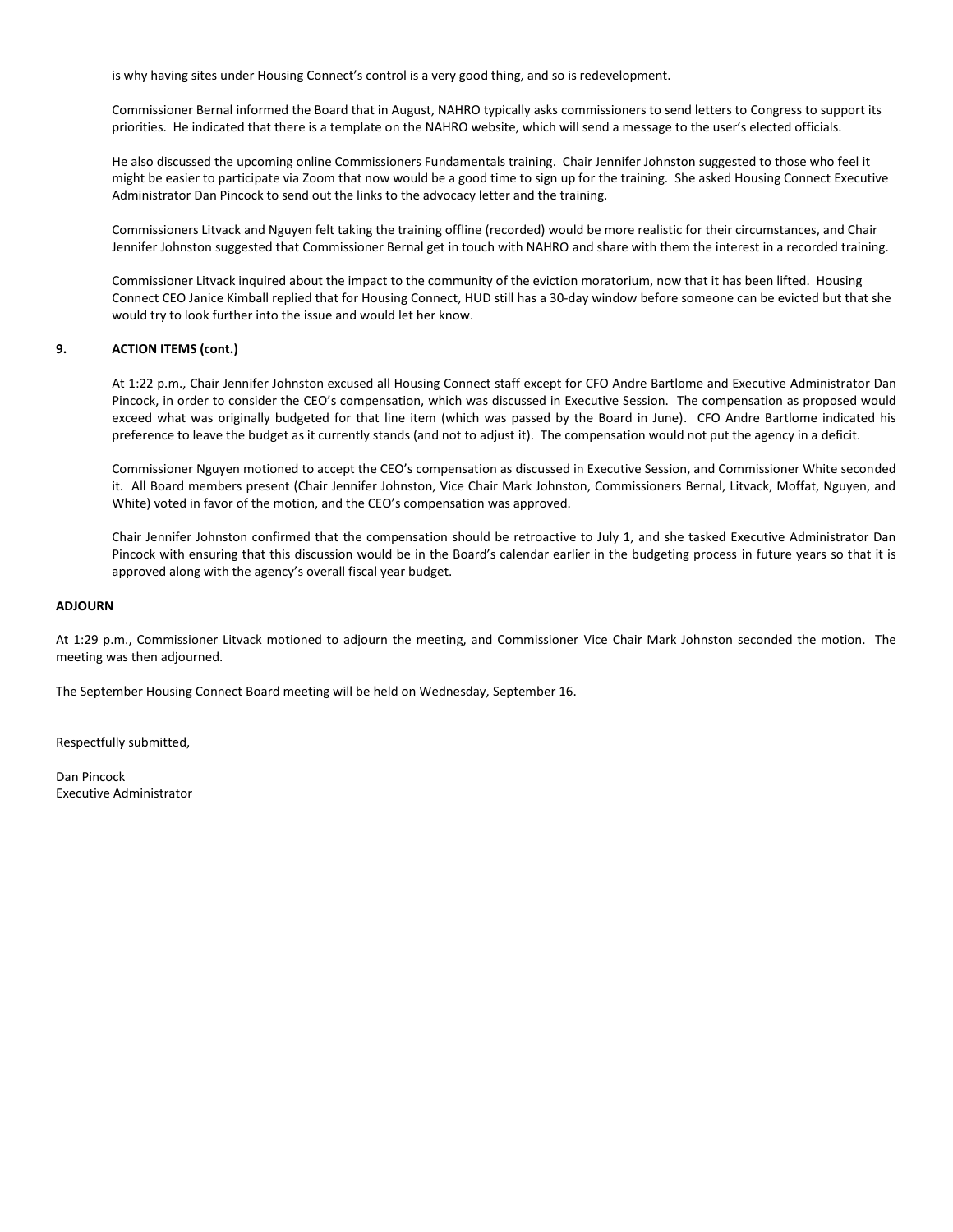is why having sites under Housing Connect's control is a very good thing, and so is redevelopment.

Commissioner Bernal informed the Board that in August, NAHRO typically asks commissioners to send letters to Congress to support its priorities. He indicated that there is a template on the NAHRO website, which will send a message to the user's elected officials.

He also discussed the upcoming online Commissioners Fundamentals training. Chair Jennifer Johnston suggested to those who feel it might be easier to participate via Zoom that now would be a good time to sign up for the training. She asked Housing Connect Executive Administrator Dan Pincock to send out the links to the advocacy letter and the training.

Commissioners Litvack and Nguyen felt taking the training offline (recorded) would be more realistic for their circumstances, and Chair Jennifer Johnston suggested that Commissioner Bernal get in touch with NAHRO and share with them the interest in a recorded training.

Commissioner Litvack inquired about the impact to the community of the eviction moratorium, now that it has been lifted. Housing Connect CEO Janice Kimball replied that for Housing Connect, HUD still has a 30-day window before someone can be evicted but that she would try to look further into the issue and would let her know.

**9. ACTION ITEMS (cont.)**

At 1:22 p.m., Chair Jennifer Johnston excused all Housing Connect staff except for CFO Andre Bartlome and Executive Administrator Dan Pincock, in order to consider the CEO's compensation, which was discussed in Executive Session. The compensation as proposed would exceed what was originally budgeted for that line item (which was passed by the Board in June). CFO Andre Bartlome indicated his preference to leave the budget as it currently stands (and not to adjust it). The compensation would not put the agency in a deficit.

Commissioner Nguyen motioned to accept the CEO's compensation as discussed in Executive Session, and Commissioner White seconded it. All Board members present (Chair Jennifer Johnston, Vice Chair Mark Johnston, Commissioners Bernal, Litvack, Moffat, Nguyen, and White) voted in favor of the motion, and the CEO's compensation was approved.

Chair Jennifer Johnston confirmed that the compensation should be retroactive to July 1, and she tasked Executive Administrator Dan Pincock with ensuring that this discussion would be in the Board's calendar earlier in the budgeting process in future years so that it is approved along with the agency's overall fiscal year budget.

**ADJOURN**

At 1:29 p.m., Commissioner Litvack motioned to adjourn the meeting, and Commissioner Vice Chair Mark Johnston seconded the motion. The meeting was then adjourned.

The September Housing Connect Board meeting will be held on Wednesday, September 16.

Respectfully submitted,

Dan Pincock
Executive Administrator